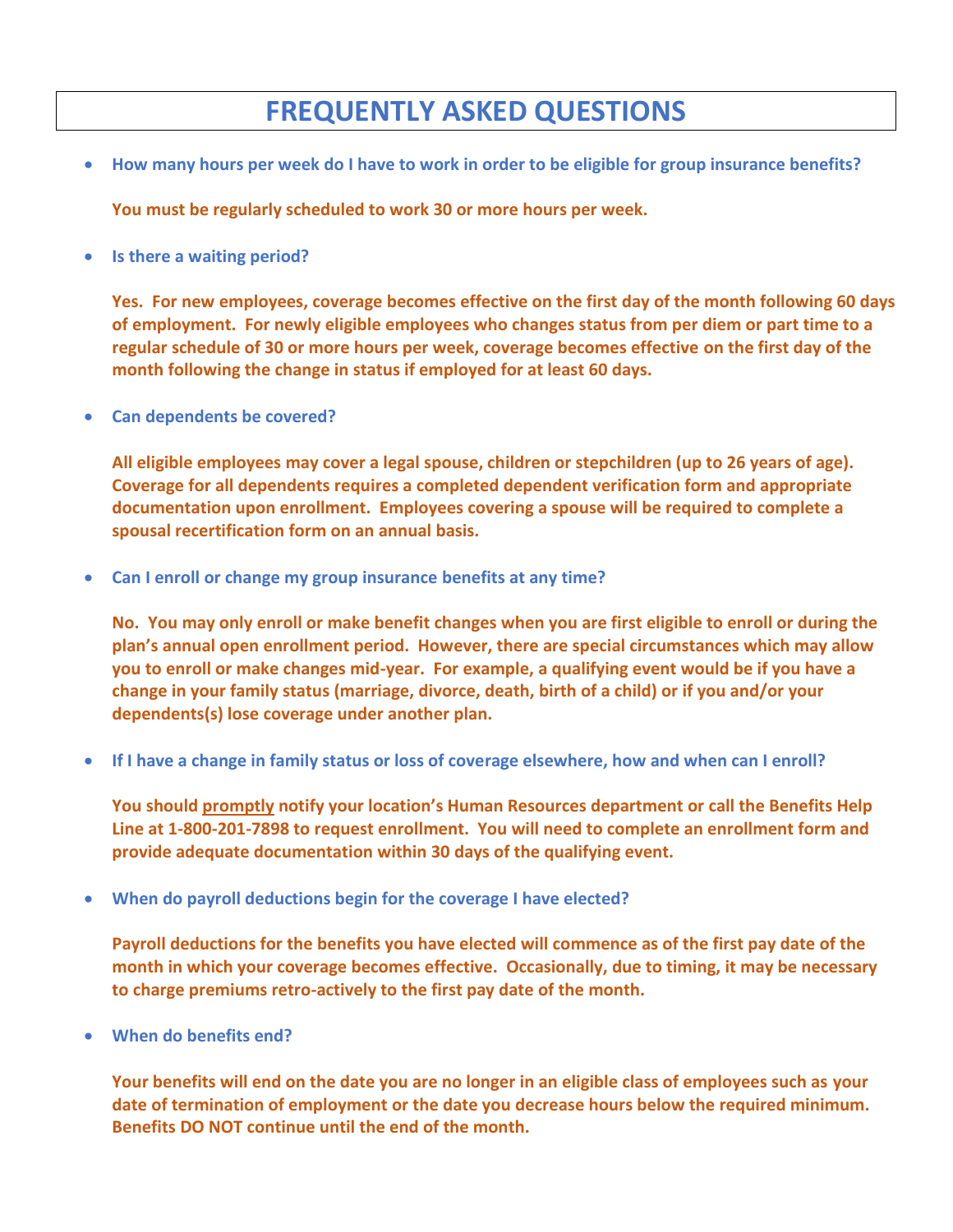# FREQUENTLY ASKED QUESTIONS

- **How many hours per week do I have to work in order to be eligible for group insurance benefits?**

  **You must be regularly scheduled to work 30 or more hours per week.**

- **Is there a waiting period?**

  **Yes. For new employees, coverage becomes effective on the first day of the month following 60 days of employment. For newly eligible employees who changes status from per diem or part time to a regular schedule of 30 or more hours per week, coverage becomes effective on the first day of the month following the change in status if employed for at least 60 days.**

- **Can dependents be covered?**

  **All eligible employees may cover a legal spouse, children or stepchildren (up to 26 years of age). Coverage for all dependents requires a completed dependent verification form and appropriate documentation upon enrollment. Employees covering a spouse will be required to complete a spousal recertification form on an annual basis.**

- **Can I enroll or change my group insurance benefits at any time?**

  **No. You may only enroll or make benefit changes when you are first eligible to enroll or during the plan's annual open enrollment period. However, there are special circumstances which may allow you to enroll or make changes mid-year. For example, a qualifying event would be if you have a change in your family status (marriage, divorce, death, birth of a child) or if you and/or your dependents(s) lose coverage under another plan.**

- **If I have a change in family status or loss of coverage elsewhere, how and when can I enroll?**

  **You should <u>promptly</u> notify your location's Human Resources department or call the Benefits Help Line at 1-800-201-7898 to request enrollment. You will need to complete an enrollment form and provide adequate documentation within 30 days of the qualifying event.**

- **When do payroll deductions begin for the coverage I have elected?**

  **Payroll deductions for the benefits you have elected will commence as of the first pay date of the month in which your coverage becomes effective. Occasionally, due to timing, it may be necessary to charge premiums retro-actively to the first pay date of the month.**

- **When do benefits end?**

  **Your benefits will end on the date you are no longer in an eligible class of employees such as your date of termination of employment or the date you decrease hours below the required minimum. Benefits DO NOT continue until the end of the month.**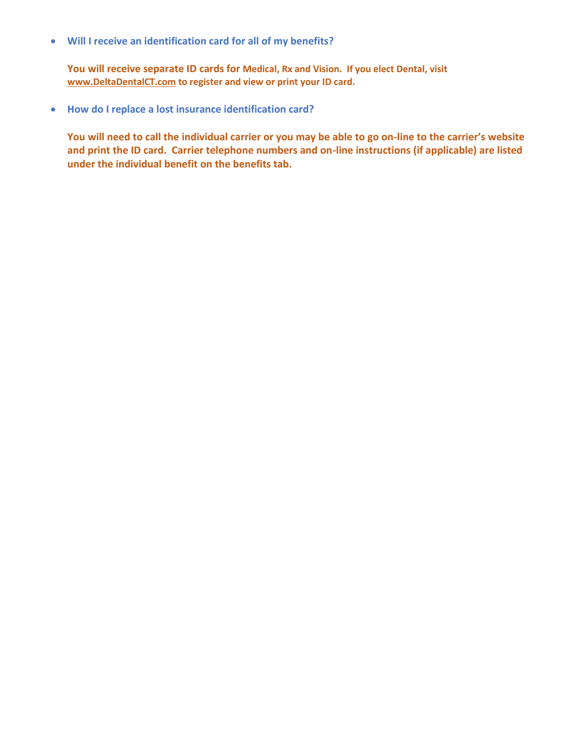- **Will I receive an identification card for all of my benefits?**

  **You will receive separate ID cards for Medical, Rx and Vision. If you elect Dental, visit www.DeltaDentalCT.com to register and view or print your ID card.**

- **How do I replace a lost insurance identification card?**

  **You will need to call the individual carrier or you may be able to go on-line to the carrier's website and print the ID card. Carrier telephone numbers and on-line instructions (if applicable) are listed under the individual benefit on the benefits tab.**